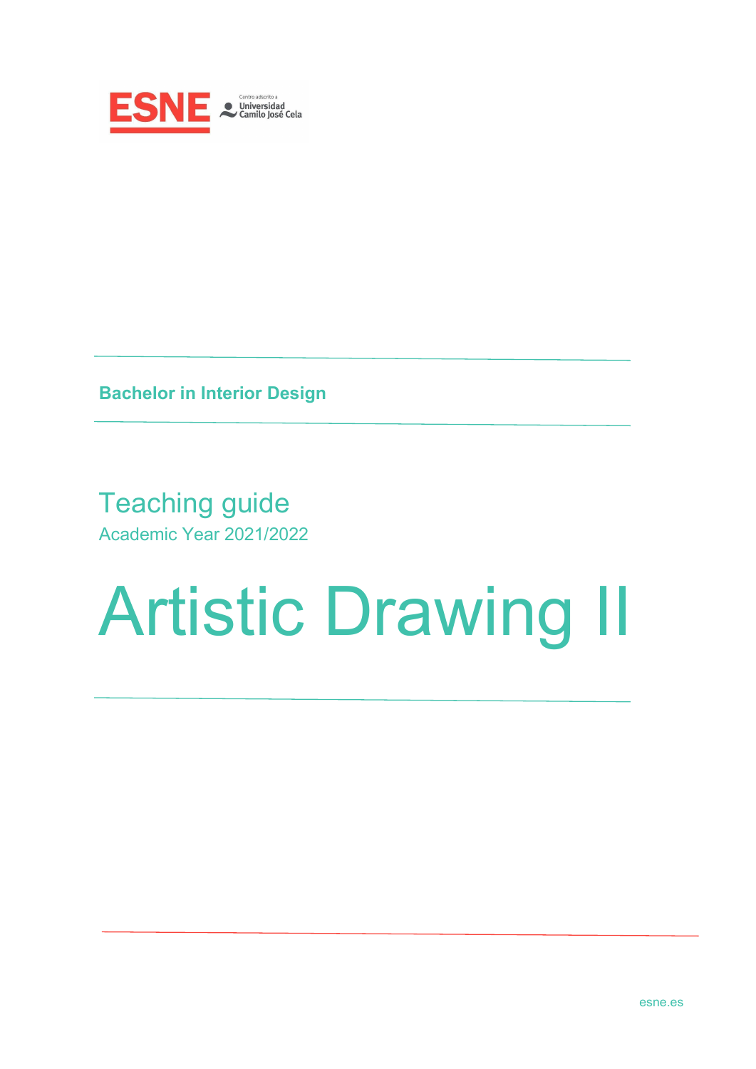ESNE Centro adscrito a Universidad Camilo José Cela

**Bachelor in Interior Design**

## Teaching guide

Academic Year 2021/2022

# Artistic Drawing II

esne.es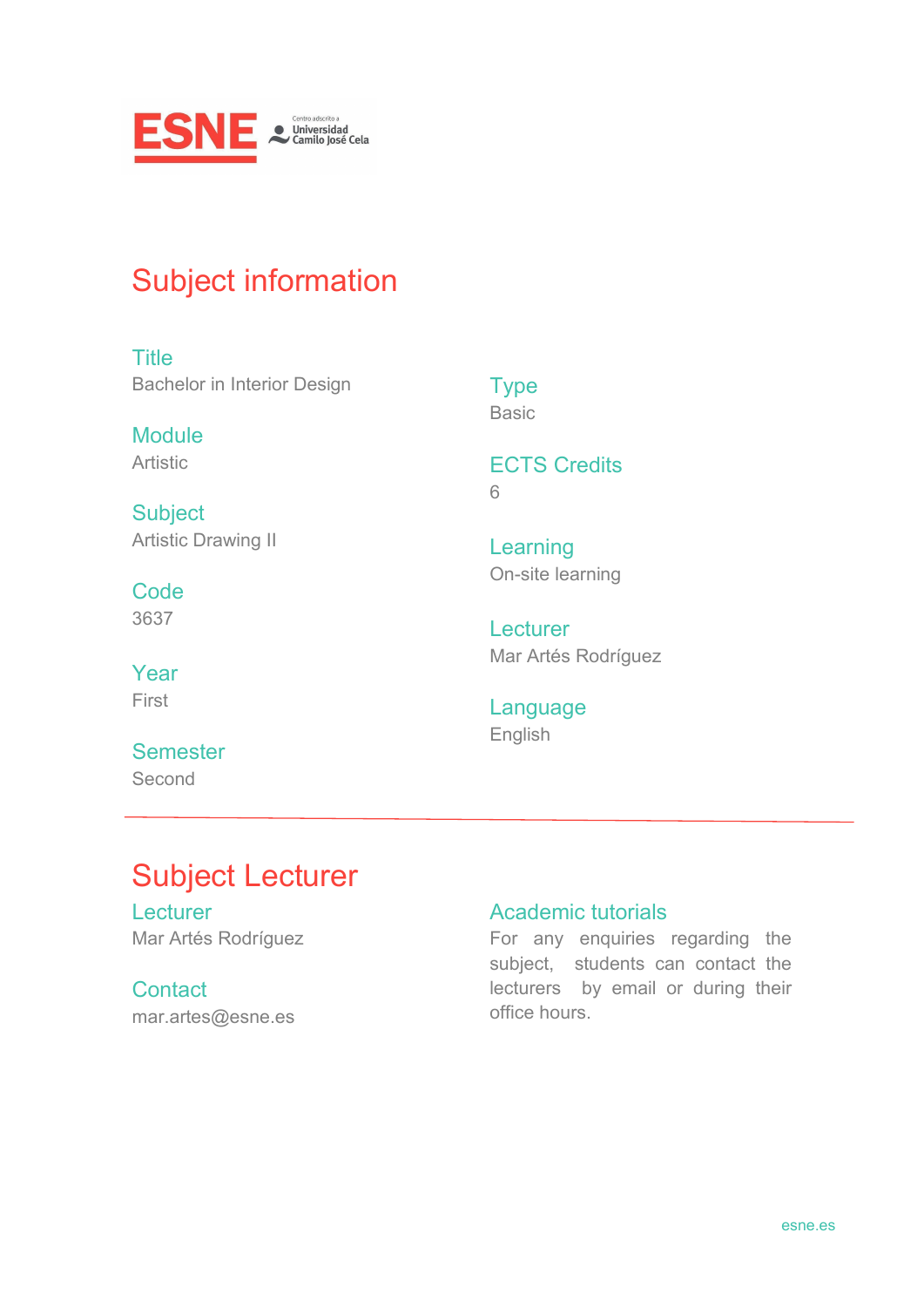# Subject information

### Title
Bachelor in Interior Design

### Module
Artistic

### Subject
Artistic Drawing II

### Code
3637

### Year
First

### Semester
Second

### Type
Basic

### ECTS Credits
6

### Learning
On-site learning

### Lecturer
Mar Artés Rodríguez

### Language
English

---

# Subject Lecturer

### Lecturer
Mar Artés Rodríguez

### Contact
mar.artes@esne.es

### Academic tutorials
For any enquiries regarding the subject, students can contact the lecturers by email or during their office hours.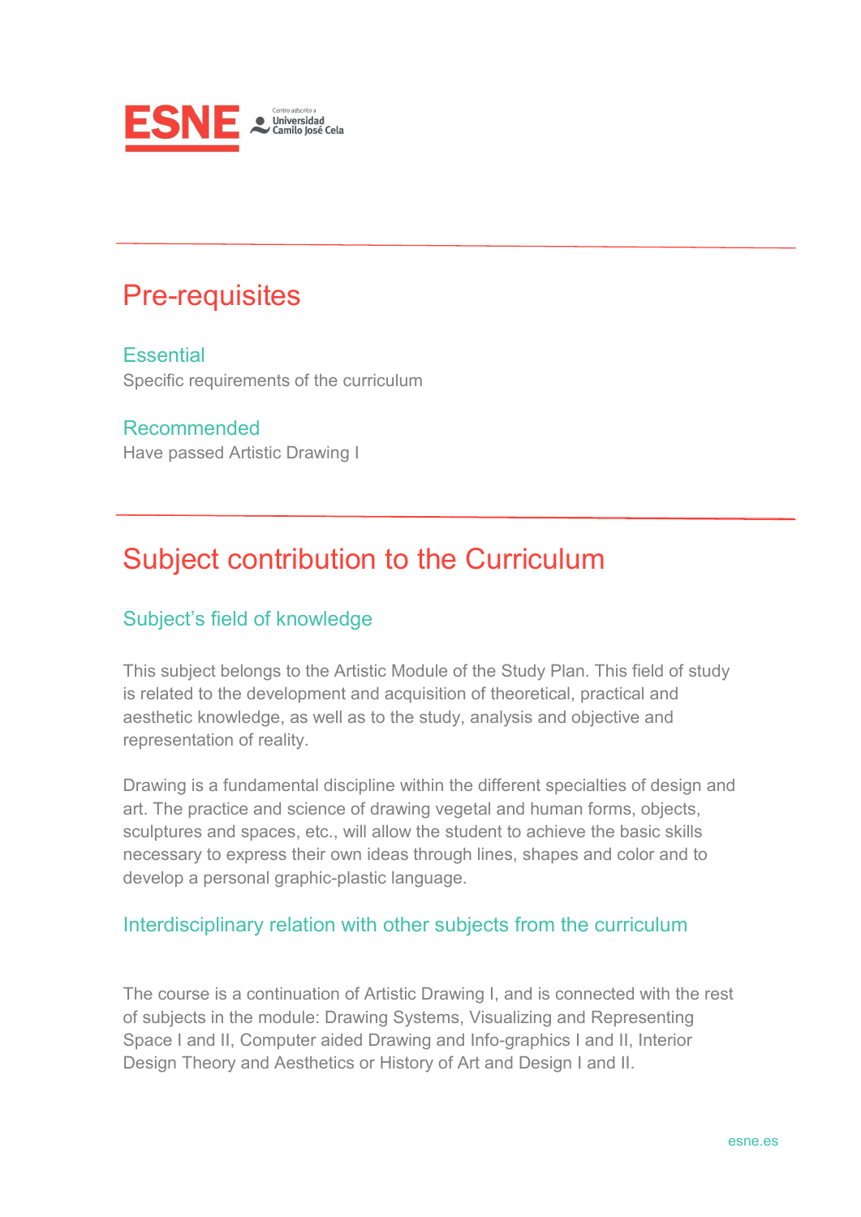# Pre-requisites

## Essential

Specific requirements of the curriculum

## Recommended

Have passed Artistic Drawing I

# Subject contribution to the Curriculum

## Subject's field of knowledge

This subject belongs to the Artistic Module of the Study Plan. This field of study is related to the development and acquisition of theoretical, practical and aesthetic knowledge, as well as to the study, analysis and objective and representation of reality.

Drawing is a fundamental discipline within the different specialties of design and art. The practice and science of drawing vegetal and human forms, objects, sculptures and spaces, etc., will allow the student to achieve the basic skills necessary to express their own ideas through lines, shapes and color and to develop a personal graphic-plastic language.

## Interdisciplinary relation with other subjects from the curriculum

The course is a continuation of Artistic Drawing I, and is connected with the rest of subjects in the module: Drawing Systems, Visualizing and Representing Space I and II, Computer aided Drawing and Info-graphics I and II, Interior Design Theory and Aesthetics or History of Art and Design I and II.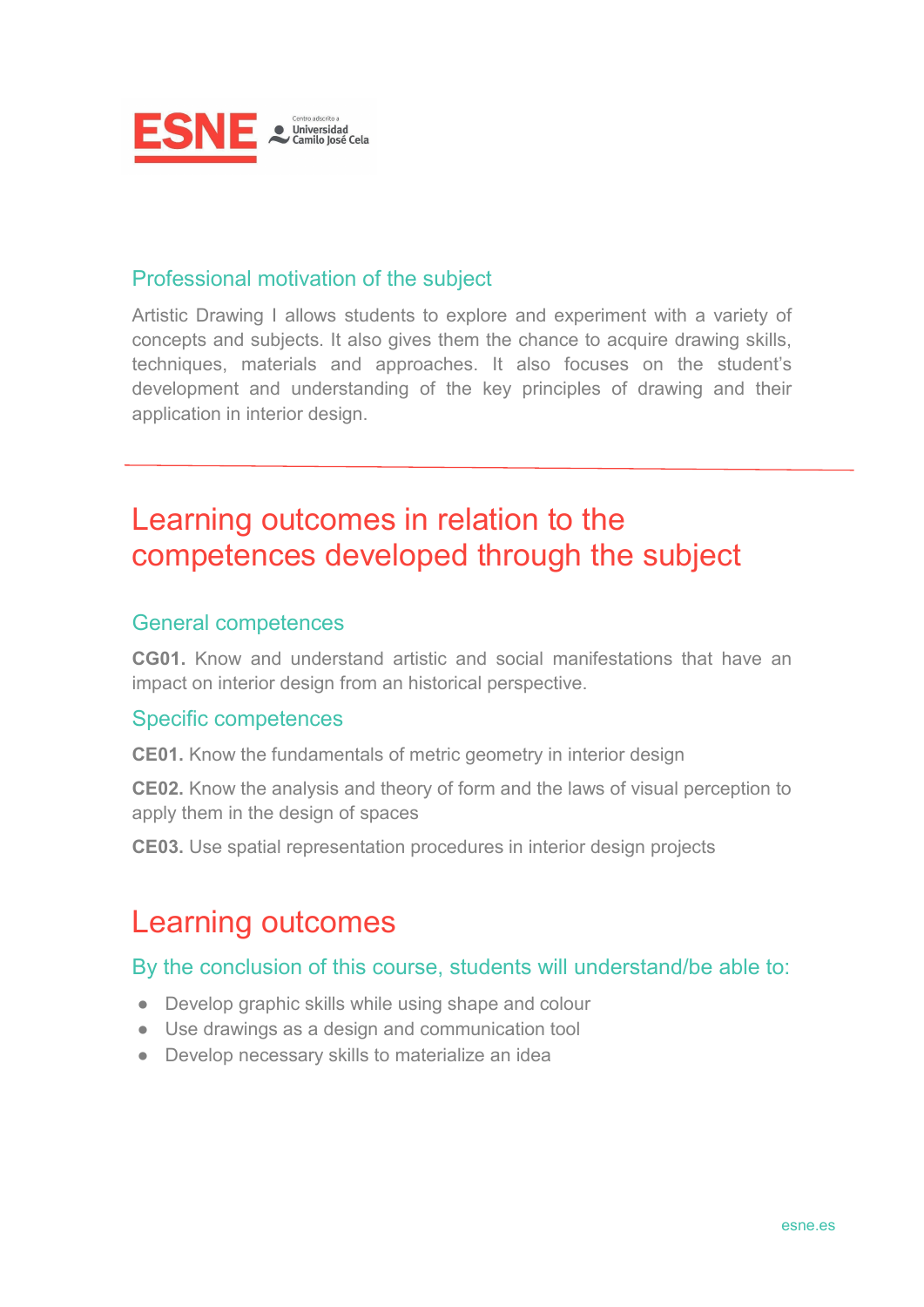### Professional motivation of the subject

Artistic Drawing I allows students to explore and experiment with a variety of concepts and subjects. It also gives them the chance to acquire drawing skills, techniques, materials and approaches. It also focuses on the student's development and understanding of the key principles of drawing and their application in interior design.

---

## Learning outcomes in relation to the competences developed through the subject

### General competences

**CG01.** Know and understand artistic and social manifestations that have an impact on interior design from an historical perspective.

### Specific competences

**CE01.** Know the fundamentals of metric geometry in interior design

**CE02.** Know the analysis and theory of form and the laws of visual perception to apply them in the design of spaces

**CE03.** Use spatial representation procedures in interior design projects

## Learning outcomes

### By the conclusion of this course, students will understand/be able to:

- Develop graphic skills while using shape and colour
- Use drawings as a design and communication tool
- Develop necessary skills to materialize an idea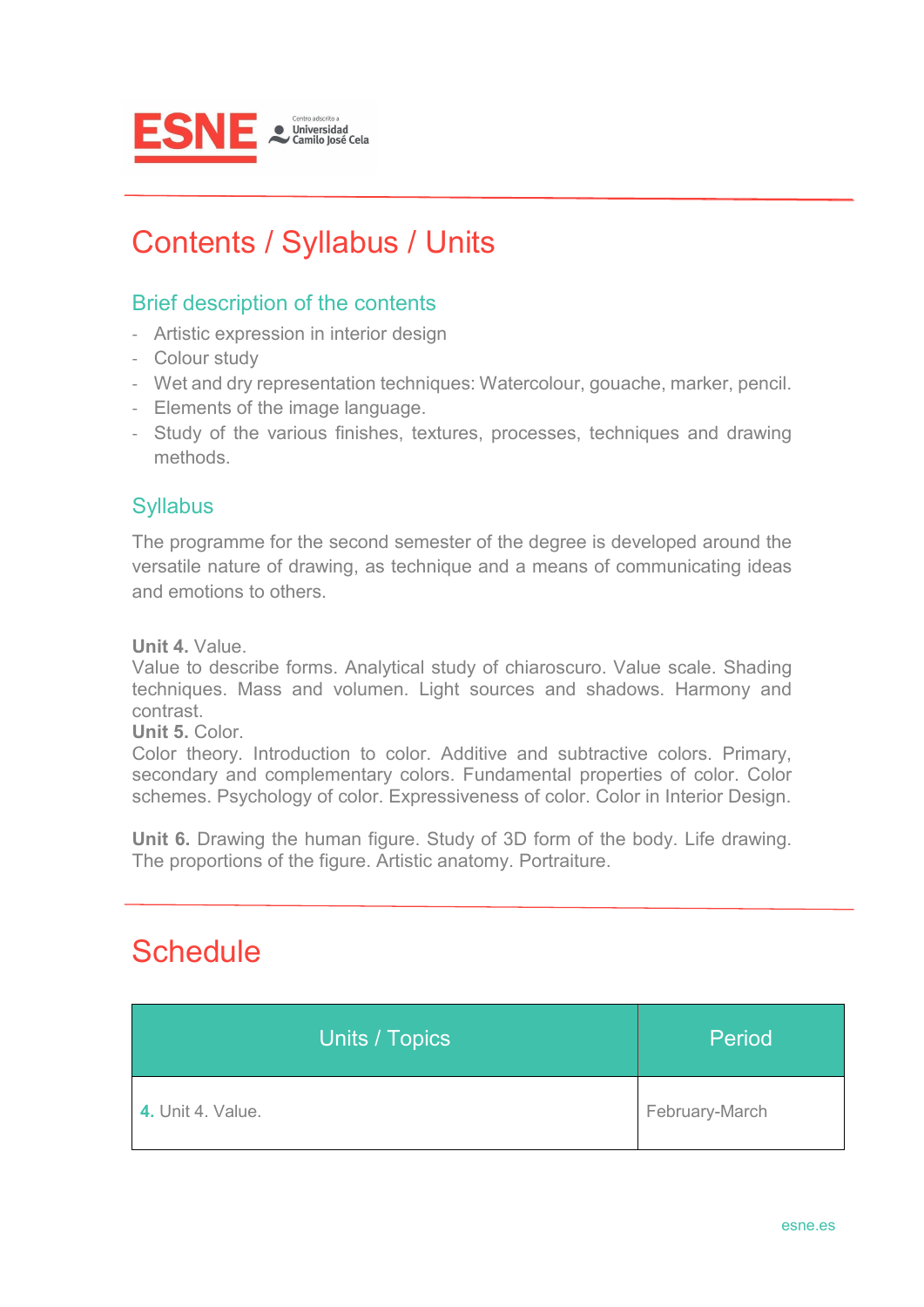# Contents / Syllabus / Units

## Brief description of the contents

- Artistic expression in interior design
- Colour study
- Wet and dry representation techniques: Watercolour, gouache, marker, pencil.
- Elements of the image language.
- Study of the various finishes, textures, processes, techniques and drawing methods.

## Syllabus

The programme for the second semester of the degree is developed around the versatile nature of drawing, as technique and a means of communicating ideas and emotions to others.

**Unit 4.** Value.
Value to describe forms. Analytical study of chiaroscuro. Value scale. Shading techniques. Mass and volumen. Light sources and shadows. Harmony and contrast.
**Unit 5.** Color.
Color theory. Introduction to color. Additive and subtractive colors. Primary, secondary and complementary colors. Fundamental properties of color. Color schemes. Psychology of color. Expressiveness of color. Color in Interior Design.

**Unit 6.** Drawing the human figure. Study of 3D form of the body. Life drawing. The proportions of the figure. Artistic anatomy. Portraiture.

# Schedule

| Units / Topics | Period |
|---|---|
| **4.** Unit 4. Value. | February-March |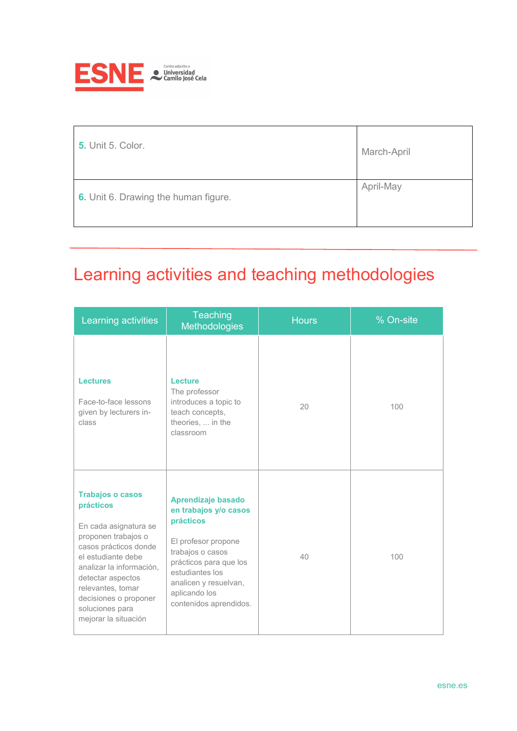| | |
|---|---|
| **5.** Unit 5. Color. | March-April |
| **6.** Unit 6. Drawing the human figure. | April-May |

## Learning activities and teaching methodologies

| Learning activities | Teaching Methodologies | Hours | % On-site |
|---|---|---|---|
| **Lectures**<br><br>Face-to-face lessons given by lecturers in-class | **Lecture**<br>The professor introduces a topic to teach concepts, theories, ... in the classroom | 20 | 100 |
| **Trabajos o casos prácticos**<br><br>En cada asignatura se proponen trabajos o casos prácticos donde el estudiante debe analizar la información, detectar aspectos relevantes, tomar decisiones o proponer soluciones para mejorar la situación | **Aprendizaje basado en trabajos y/o casos prácticos**<br><br>El profesor propone trabajos o casos prácticos para que los estudiantes los analicen y resuelvan, aplicando los contenidos aprendidos. | 40 | 100 |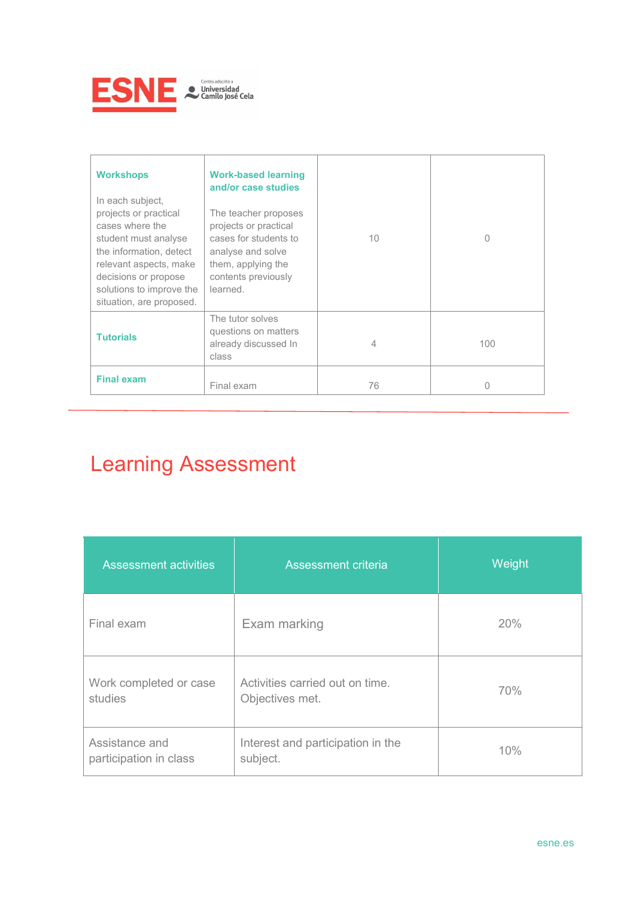| **Workshops**<br><br>In each subject, projects or practical cases where the student must analyse the information, detect relevant aspects, make decisions or propose solutions to improve the situation, are proposed. | **Work-based learning and/or case studies**<br><br>The teacher proposes projects or practical cases for students to analyse and solve them, applying the contents previously learned. | 10 | 0 |
|---|---|---|---|
| **Tutorials** | The tutor solves questions on matters already discussed In class | 4 | 100 |
| **Final exam** | Final exam | 76 | 0 |

# Learning Assessment

| Assessment activities | Assessment criteria | Weight |
|---|---|---|
| Final exam | Exam marking | 20% |
| Work completed or case studies | Activities carried out on time.<br>Objectives met. | 70% |
| Assistance and participation in class | Interest and participation in the subject. | 10% |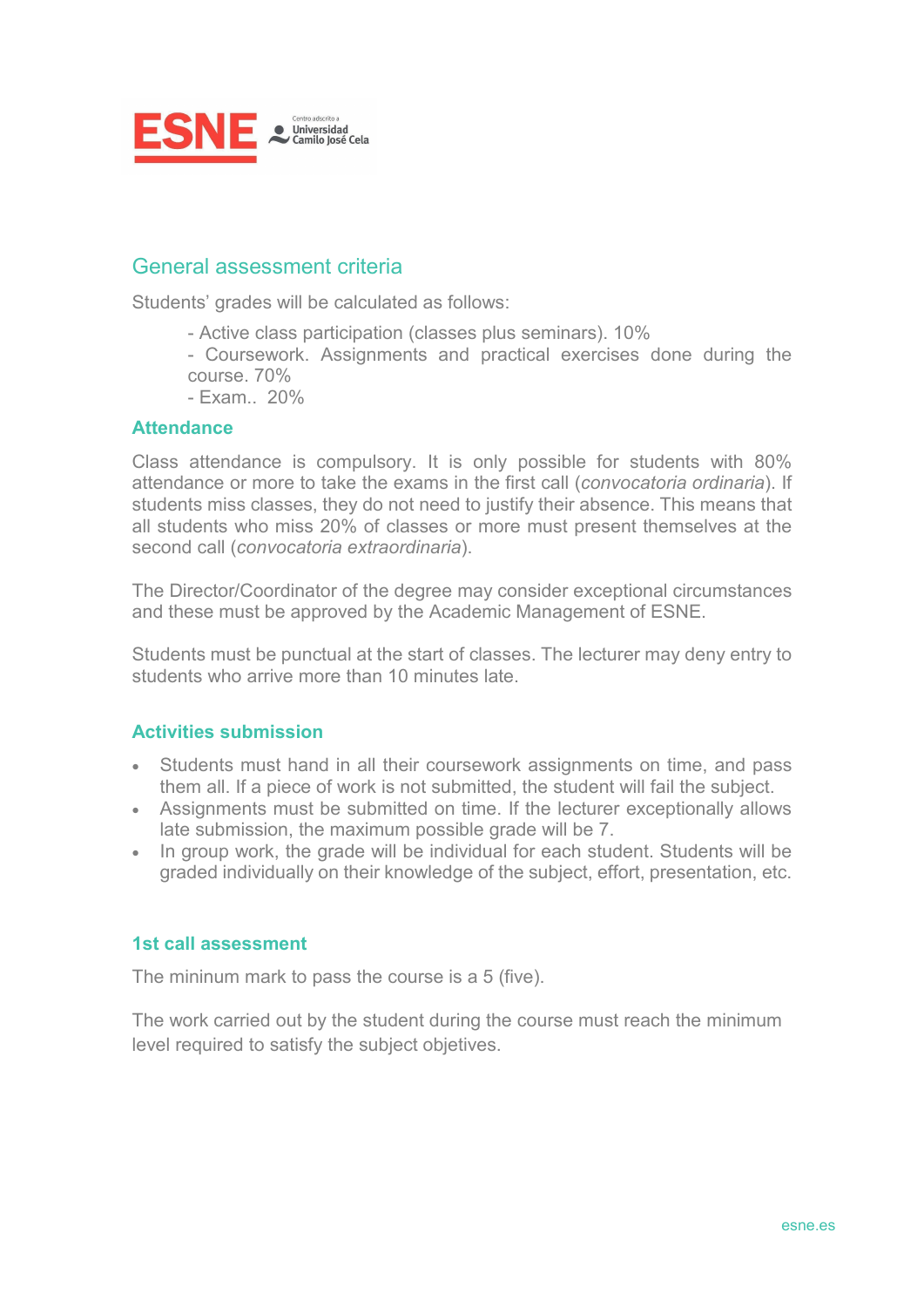## General assessment criteria

Students' grades will be calculated as follows:

- Active class participation (classes plus seminars). 10%
- Coursework. Assignments and practical exercises done during the course. 70%
- Exam.. 20%

### Attendance

Class attendance is compulsory. It is only possible for students with 80% attendance or more to take the exams in the first call (*convocatoria ordinaria*). If students miss classes, they do not need to justify their absence. This means that all students who miss 20% of classes or more must present themselves at the second call (*convocatoria extraordinaria*).

The Director/Coordinator of the degree may consider exceptional circumstances and these must be approved by the Academic Management of ESNE.

Students must be punctual at the start of classes. The lecturer may deny entry to students who arrive more than 10 minutes late.

### Activities submission

- Students must hand in all their coursework assignments on time, and pass them all. If a piece of work is not submitted, the student will fail the subject.
- Assignments must be submitted on time. If the lecturer exceptionally allows late submission, the maximum possible grade will be 7.
- In group work, the grade will be individual for each student. Students will be graded individually on their knowledge of the subject, effort, presentation, etc.

### 1st call assessment

The mininum mark to pass the course is a 5 (five).

The work carried out by the student during the course must reach the minimum level required to satisfy the subject objetives.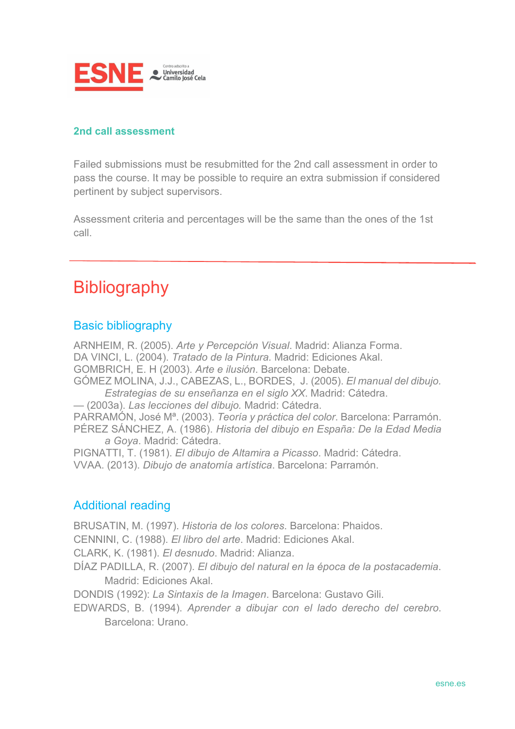### 2nd call assessment

Failed submissions must be resubmitted for the 2nd call assessment in order to pass the course. It may be possible to require an extra submission if considered pertinent by subject supervisors.

Assessment criteria and percentages will be the same than the ones of the 1st call.

---

# Bibliography

## Basic bibliography

ARNHEIM, R. (2005). *Arte y Percepción Visual*. Madrid: Alianza Forma.
DA VINCI, L. (2004). *Tratado de la Pintura*. Madrid: Ediciones Akal.
GOMBRICH, E. H (2003). *Arte e ilusión*. Barcelona: Debate.
GÓMEZ MOLINA, J.J., CABEZAS, L., BORDES, J. (2005). *El manual del dibujo. Estrategias de su enseñanza en el siglo XX*. Madrid: Cátedra.
— (2003a). *Las lecciones del dibujo.* Madrid: Cátedra.
PARRAMÓN, José Mª. (2003). *Teoría y práctica del color*. Barcelona: Parramón.
PÉREZ SÁNCHEZ, A. (1986). *Historia del dibujo en España: De la Edad Media a Goya*. Madrid: Cátedra.
PIGNATTI, T. (1981). *El dibujo de Altamira a Picasso*. Madrid: Cátedra.
VVAA. (2013). *Dibujo de anatomía artística*. Barcelona: Parramón.

## Additional reading

BRUSATIN, M. (1997). *Historia de los colores*. Barcelona: Phaidos.
CENNINI, C. (1988). *El libro del arte*. Madrid: Ediciones Akal.
CLARK, K. (1981). *El desnudo*. Madrid: Alianza.
DÍAZ PADILLA, R. (2007). *El dibujo del natural en la época de la postacademia*. Madrid: Ediciones Akal.
DONDIS (1992): *La Sintaxis de la Imagen*. Barcelona: Gustavo Gili.
EDWARDS, B. (1994). *Aprender a dibujar con el lado derecho del cerebro*. Barcelona: Urano.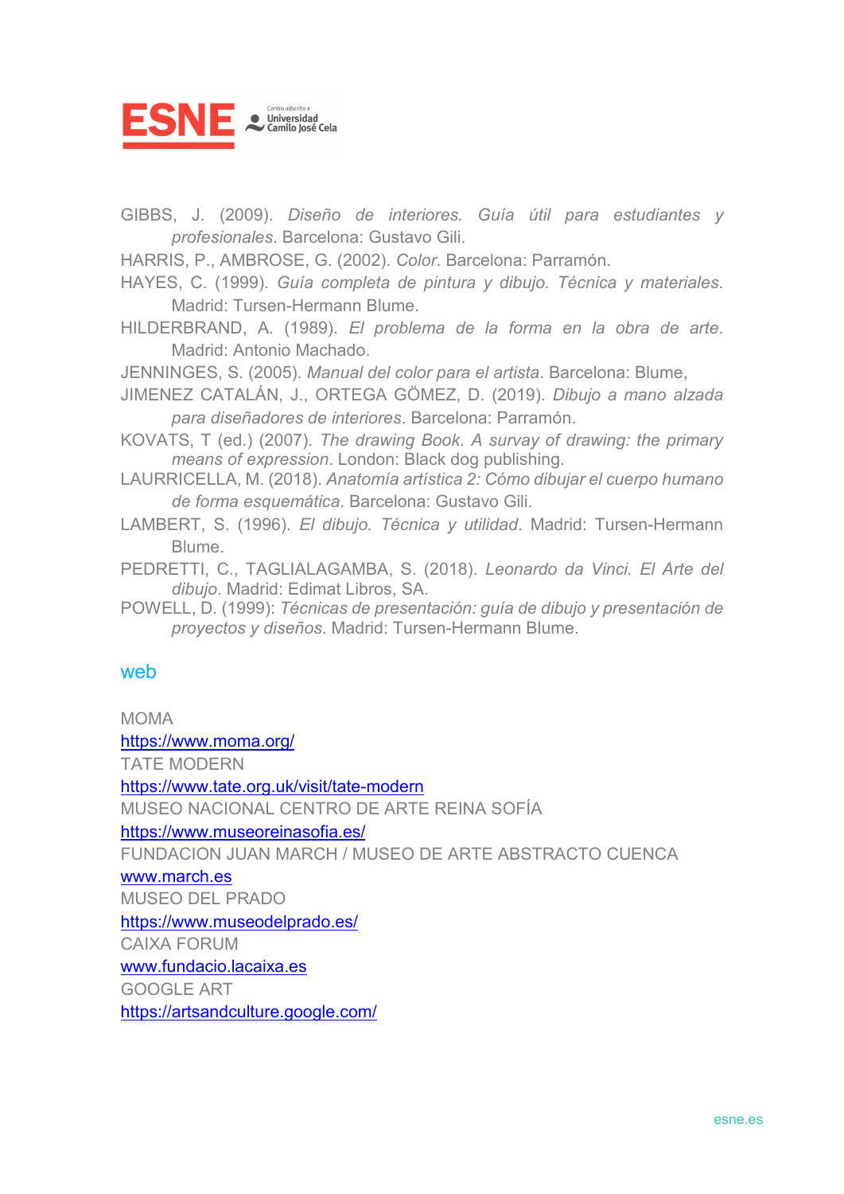GIBBS, J. (2009). *Diseño de interiores. Guía útil para estudiantes y profesionales*. Barcelona: Gustavo Gili.

HARRIS, P., AMBROSE, G. (2002). *Color*. Barcelona: Parramón.

HAYES, C. (1999). *Guía completa de pintura y dibujo. Técnica y materiales*. Madrid: Tursen-Hermann Blume.

HILDERBRAND, A. (1989). *El problema de la forma en la obra de arte*. Madrid: Antonio Machado.

JENNINGES, S. (2005). *Manual del color para el artista*. Barcelona: Blume,

JIMENEZ CATALÁN, J., ORTEGA GÖMEZ, D. (2019). *Dibujo a mano alzada para diseñadores de interiores*. Barcelona: Parramón.

KOVATS, T (ed.) (2007). *The drawing Book. A survay of drawing: the primary means of expression*. London: Black dog publishing.

LAURRICELLA, M. (2018). *Anatomía artística 2: Cómo dibujar el cuerpo humano de forma esquemática*. Barcelona: Gustavo Gili.

LAMBERT, S. (1996). *El dibujo. Técnica y utilidad*. Madrid: Tursen-Hermann Blume.

PEDRETTI, C., TAGLIALAGAMBA, S. (2018). *Leonardo da Vinci. El Arte del dibujo*. Madrid: Edimat Libros, SA.

POWELL, D. (1999): *Técnicas de presentación: guía de dibujo y presentación de proyectos y diseños*. Madrid: Tursen-Hermann Blume.

## web

MOMA
https://www.moma.org/

TATE MODERN
https://www.tate.org.uk/visit/tate-modern

MUSEO NACIONAL CENTRO DE ARTE REINA SOFÍA
https://www.museoreinasofia.es/

FUNDACION JUAN MARCH / MUSEO DE ARTE ABSTRACTO CUENCA
www.march.es

MUSEO DEL PRADO
https://www.museodelprado.es/

CAIXA FORUM
www.fundacio.lacaixa.es

GOOGLE ART
https://artsandculture.google.com/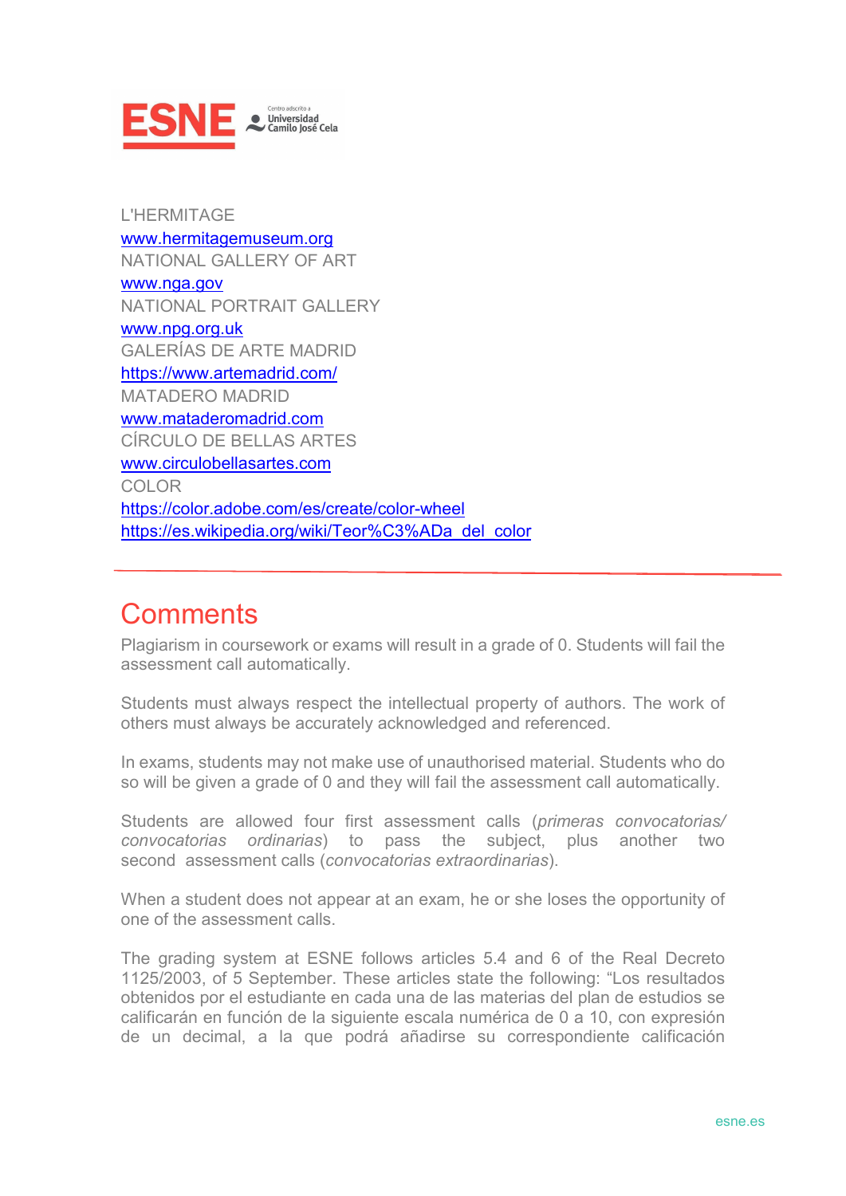L'HERMITAGE
www.hermitagemuseum.org
NATIONAL GALLERY OF ART
www.nga.gov
NATIONAL PORTRAIT GALLERY
www.npg.org.uk
GALERÍAS DE ARTE MADRID
https://www.artemadrid.com/
MATADERO MADRID
www.mataderomadrid.com
CÍRCULO DE BELLAS ARTES
www.circulobellasartes.com
COLOR
https://color.adobe.com/es/create/color-wheel
https://es.wikipedia.org/wiki/Teor%C3%ADa_del_color

---

# Comments

Plagiarism in coursework or exams will result in a grade of 0. Students will fail the assessment call automatically.

Students must always respect the intellectual property of authors. The work of others must always be accurately acknowledged and referenced.

In exams, students may not make use of unauthorised material. Students who do so will be given a grade of 0 and they will fail the assessment call automatically.

Students are allowed four first assessment calls (*primeras convocatorias/ convocatorias ordinarias*) to pass the subject, plus another two second assessment calls (*convocatorias extraordinarias*).

When a student does not appear at an exam, he or she loses the opportunity of one of the assessment calls.

The grading system at ESNE follows articles 5.4 and 6 of the Real Decreto 1125/2003, of 5 September. These articles state the following: "Los resultados obtenidos por el estudiante en cada una de las materias del plan de estudios se calificarán en función de la siguiente escala numérica de 0 a 10, con expresión de un decimal, a la que podrá añadirse su correspondiente calificación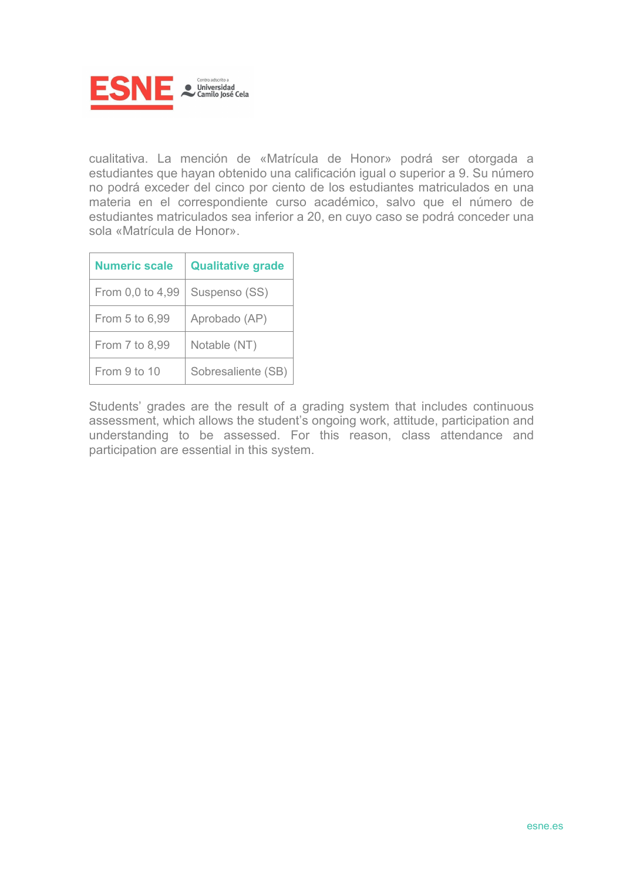cualitativa. La mención de «Matrícula de Honor» podrá ser otorgada a estudiantes que hayan obtenido una calificación igual o superior a 9. Su número no podrá exceder del cinco por ciento de los estudiantes matriculados en una materia en el correspondiente curso académico, salvo que el número de estudiantes matriculados sea inferior a 20, en cuyo caso se podrá conceder una sola «Matrícula de Honor».

| Numeric scale | Qualitative grade |
|---|---|
| From 0,0 to 4,99 | Suspenso (SS) |
| From 5 to 6,99 | Aprobado (AP) |
| From 7 to 8,99 | Notable (NT) |
| From 9 to 10 | Sobresaliente (SB) |

Students' grades are the result of a grading system that includes continuous assessment, which allows the student's ongoing work, attitude, participation and understanding to be assessed. For this reason, class attendance and participation are essential in this system.